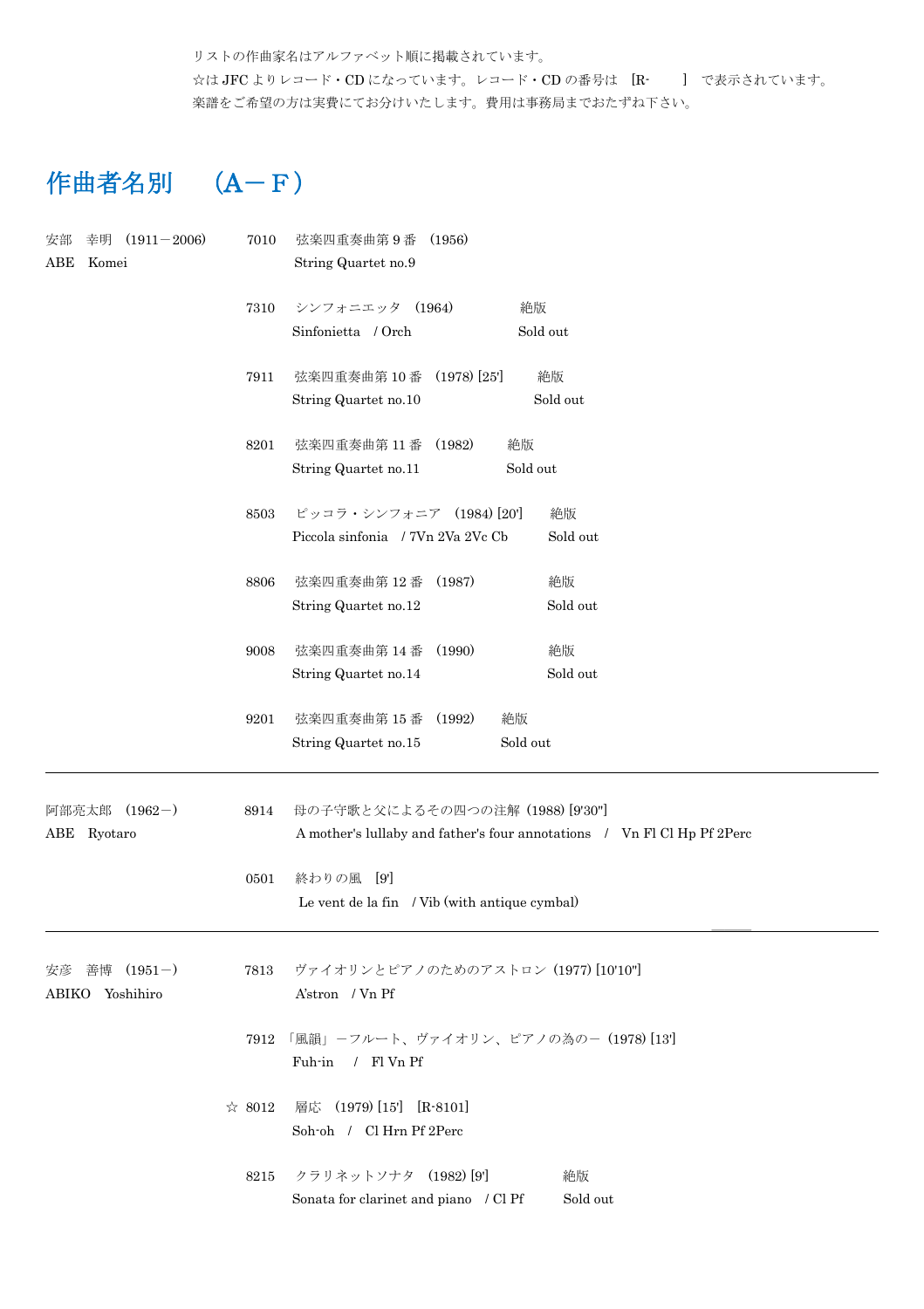リストの作曲家名はアルファベット順に掲載されています。
☆は JFC よりレコード・CD になっています。レコード・CD の番号は ［R- ］ で表示されています。
楽譜をご希望の方は実費にてお分けいたします。費用は事務局までおたずね下さい。

# 作曲者名別　（A－F）

| 作曲者 | 番号 | 作品 | 備考 |
|---|---|---|---|
| 安部　幸明 （1911－2006）<br>ABE　Komei | 7010 | 弦楽四重奏曲第 9 番　(1956)<br>String Quartet no.9 | |
| | 7310 | シンフォニエッタ　(1964)<br>Sinfonietta　/ Orch | 絶版<br>Sold out |
| | 7911 | 弦楽四重奏曲第 10 番　(1978) [25']<br>String Quartet no.10 | 絶版<br>Sold out |
| | 8201 | 弦楽四重奏曲第 11 番　(1982)<br>String Quartet no.11 | 絶版<br>Sold out |
| | 8503 | ピッコラ・シンフォニア　(1984) [20']<br>Piccola sinfonia　/ 7Vn 2Va 2Vc Cb | 絶版<br>Sold out |
| | 8806 | 弦楽四重奏曲第 12 番　(1987)<br>String Quartet no.12 | 絶版<br>Sold out |
| | 9008 | 弦楽四重奏曲第 14 番　(1990)<br>String Quartet no.14 | 絶版<br>Sold out |
| | 9201 | 弦楽四重奏曲第 15 番　(1992)<br>String Quartet no.15 | 絶版<br>Sold out |
| 阿部亮太郎 （1962－）<br>ABE　Ryotaro | 8914 | 母の子守歌と父によるその四つの注解 (1988) [9'30"]<br>A mother's lullaby and father's four annotations　/　Vn Fl Cl Hp Pf 2Perc | |
| | 0501 | 終わりの風　[9']<br>Le vent de la fin　/ Vib (with antique cymbal) | |
| 安彦　善博 （1951－）<br>ABIKO　Yoshihiro | 7813 | ヴァイオリンとピアノのためのアストロン (1977) [10'10"]<br>A'stron　/ Vn Pf | |
| | 7912 | 「風韻」－フルート、ヴァイオリン、ピアノの為の－ (1978) [13']<br>Fuh-in　/　Fl Vn Pf | |
| | ☆ 8012 | 層応　(1979) [15']　[R-8101]<br>Soh-oh　/　Cl Hrn Pf 2Perc | |
| | 8215 | クラリネットソナタ　(1982) [9']<br>Sonata for clarinet and piano　/ Cl Pf | 絶版<br>Sold out |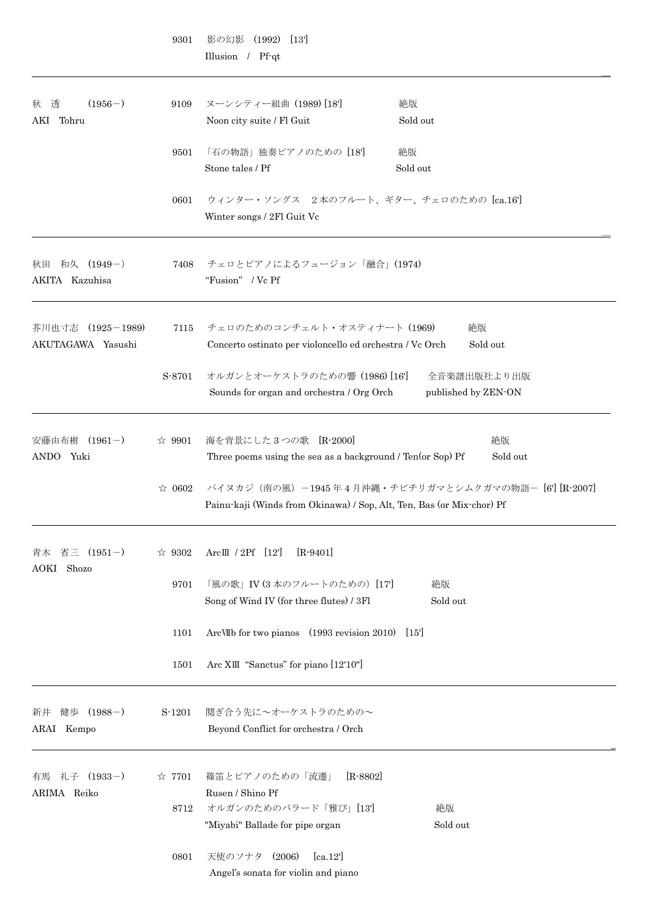| | | |
|---|---|---|
| | 9301 | 影の幻影 (1992) [13']<br>Illusion / Pf-qt |
| 秋 透 (1956－)<br>AKI Tohru | 9109 | ヌーンシティー組曲 (1989) [18'] 絶版<br>Noon city suite / Fl Guit Sold out |
| | 9501 | 「石の物語」独奏ピアノのための [18'] 絶版<br>Stone tales / Pf Sold out |
| | 0601 | ウィンター・ソングス 2本のフルート、ギター、チェロのための [ca.16']<br>Winter songs / 2Fl Guit Vc |
| 秋田 和久 (1949－)<br>AKITA Kazuhisa | 7408 | チェロとピアノによるフュージョン「融合」(1974)<br>"Fusion" / Vc Pf |
| 芥川也寸志 (1925－1989)<br>AKUTAGAWA Yasushi | 7115 | チェロのためのコンチェルト・オスティナート (1969) 絶版<br>Concerto ostinato per violoncello ed orchestra / Vc Orch Sold out |
| | S-8701 | オルガンとオーケストラのための響 (1986) [16'] 全音楽譜出版社より出版<br>Sounds for organ and orchestra / Org Orch published by ZEN-ON |
| 安藤由布樹 (1961－)<br>ANDO Yuki | ☆ 9901 | 海を背景にした３つの歌 [R-2000] 絶版<br>Three poems using the sea as a background / Ten(or Sop) Pf Sold out |
| | ☆ 0602 | パイヌカジ（南の風）－1945年4月沖縄・チビチリガマとシムクガマの物語－ [6'] [R-2007]<br>Painu-kaji (Winds from Okinawa) / Sop, Alt, Ten, Bas (or Mix-chor) Pf |
| 青木 省三 (1951－)<br>AOKI Shozo | ☆ 9302 | ArcⅢ / 2Pf [12'] [R-9401] |
| | 9701 | 「風の歌」IV (3本のフルートのための) [17'] 絶版<br>Song of Wind IV (for three flutes) / 3Fl Sold out |
| | 1101 | ArcⅦb for two pianos (1993 revision 2010) [15'] |
| | 1501 | Arc XIII "Sanctus" for piano [12'10"] |
| 新井 健歩 (1988－)<br>ARAI Kempo | S-1201 | 鬩ぎ合う先に～オーケストラのための～<br>Beyond Conflict for orchestra / Orch |
| 有馬 礼子 (1933－)<br>ARIMA Reiko | ☆ 7701 | 篠笛とピアノのための「流遷」 [R-8802]<br>Rusen / Shino Pf |
| | 8712 | オルガンのためのバラード「雅び」[13'] 絶版<br>"Miyabi" Ballade for pipe organ Sold out |
| | 0801 | 天使のソナタ (2006) [ca.12']<br>Angel's sonata for violin and piano |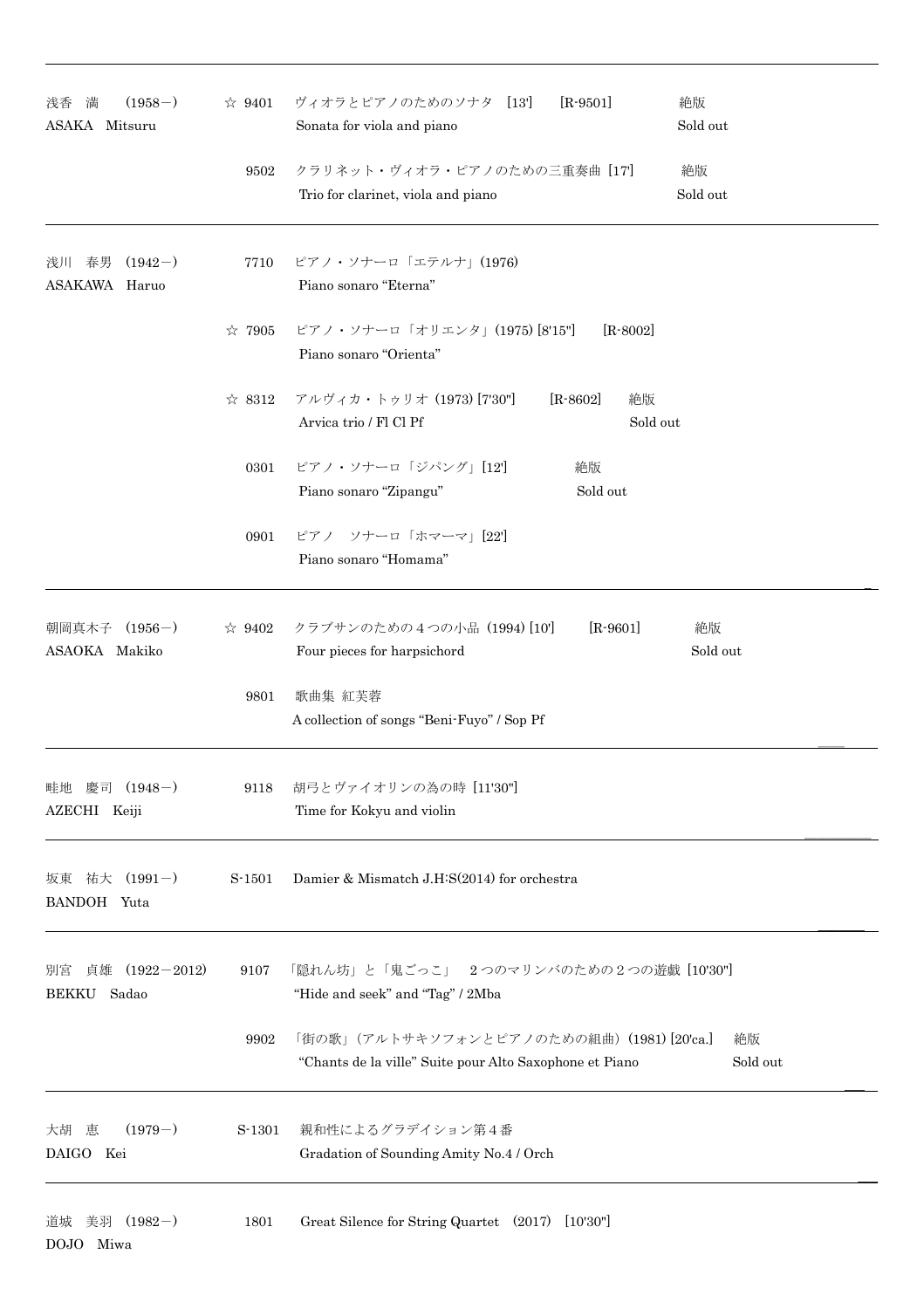| Composer | No. | Title | Status |
|---|---|---|---|
| 浅香　満　(1958－)<br>ASAKA　Mitsuru | ☆ 9401 | ヴィオラとピアノのためのソナタ　[13']　[R-9501]<br>Sonata for viola and piano | 絶版<br>Sold out |
| | 9502 | クラリネット・ヴィオラ・ピアノのための三重奏曲 [17']<br>Trio for clarinet, viola and piano | 絶版<br>Sold out |
| 浅川　春男　(1942－)<br>ASAKAWA　Haruo | 7710 | ピアノ・ソナーロ「エテルナ」(1976)<br>Piano sonaro "Eterna" | |
| | ☆ 7905 | ピアノ・ソナーロ「オリエンタ」(1975) [8'15"]　[R-8002]<br>Piano sonaro "Orienta" | |
| | ☆ 8312 | アルヴィカ・トゥリオ (1973) [7'30"]　[R-8602]<br>Arvica trio / Fl Cl Pf | 絶版<br>Sold out |
| | 0301 | ピアノ・ソナーロ「ジパング」[12']<br>Piano sonaro "Zipangu" | 絶版<br>Sold out |
| | 0901 | ピアノ　ソナーロ「ホマーマ」[22']<br>Piano sonaro "Homama" | |
| 朝岡真木子　(1956－)<br>ASAOKA　Makiko | ☆ 9402 | クラブサンのための４つの小品 (1994) [10']　[R-9601]<br>Four pieces for harpsichord | 絶版<br>Sold out |
| | 9801 | 歌曲集 紅芙蓉<br>A collection of songs "Beni-Fuyo" / Sop Pf | |
| 畦地　慶司　(1948－)<br>AZECHI　Keiji | 9118 | 胡弓とヴァイオリンの為の時 [11'30"]<br>Time for Kokyu and violin | |
| 坂東　祐大　(1991－)<br>BANDOH　Yuta | S-1501 | Damier & Mismatch J.H:S(2014) for orchestra | |
| 別宮　貞雄　(1922－2012)<br>BEKKU　Sadao | 9107 | 「隠れん坊」と「鬼ごっこ」　２つのマリンバのための２つの遊戯 [10'30"]<br>"Hide and seek" and "Tag" / 2Mba | |
| | 9902 | 「街の歌」(アルトサキソフォンとピアノのための組曲) (1981) [20'ca.]<br>"Chants de la ville" Suite pour Alto Saxophone et Piano | 絶版<br>Sold out |
| 大胡　恵　(1979－)<br>DAIGO　Kei | S-1301 | 親和性によるグラデイション第４番<br>Gradation of Sounding Amity No.4 / Orch | |
| 道城　美羽　(1982－)<br>DOJO　Miwa | 1801 | Great Silence for String Quartet　(2017)　[10'30"] | |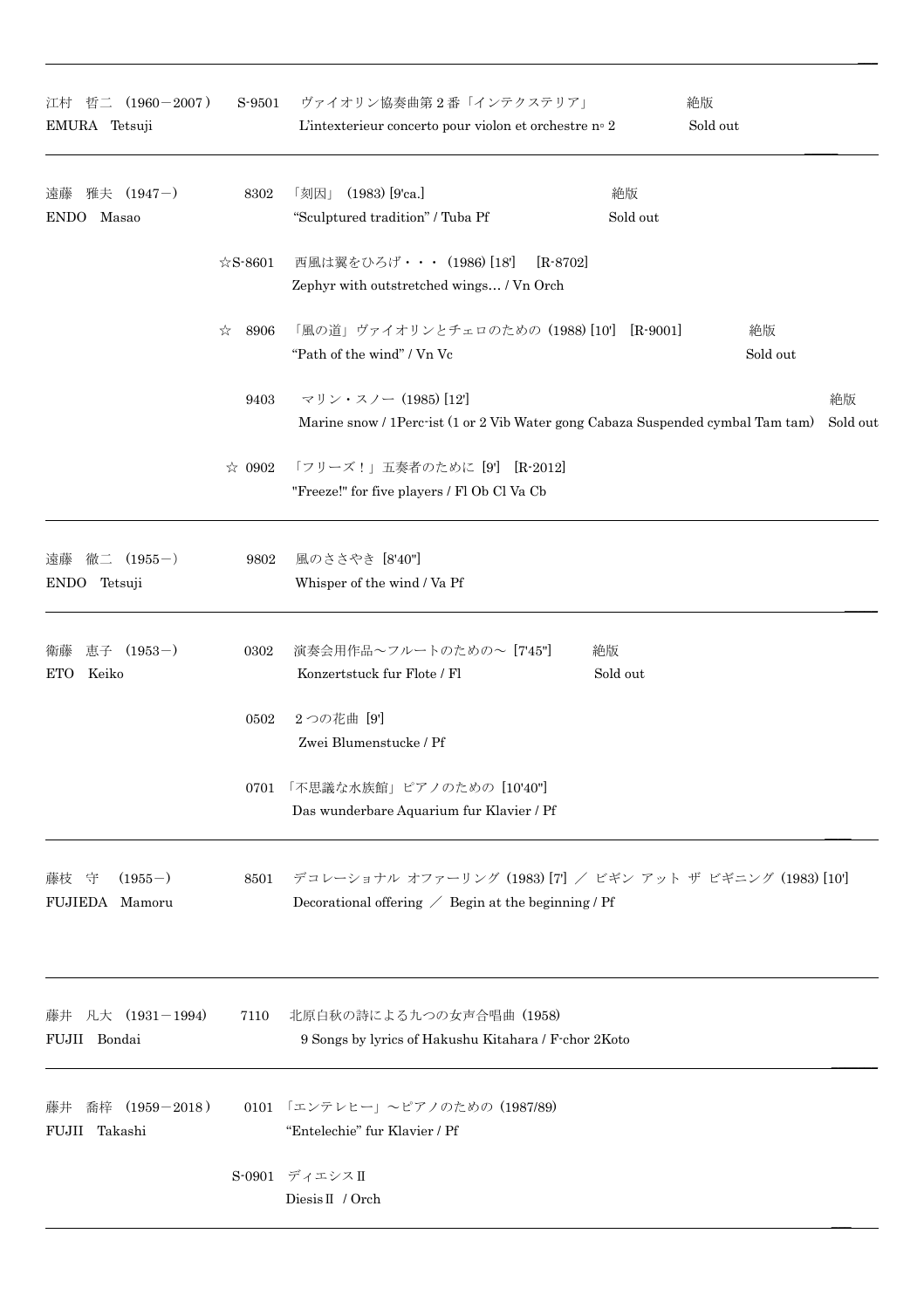| Composer | No. | Title | Status |
|---|---|---|---|
| 江村　哲二（1960－2007）<br>EMURA　Tetsuji | S-9501 | ヴァイオリン協奏曲第２番「インテクステリア」<br>L'intexterieur concerto pour violon et orchestre n◦ 2 | 絶版<br>Sold out |
| 遠藤　雅夫（1947－）<br>ENDO　Masao | 8302 | 「刻因」(1983) [9'ca.]<br>"Sculptured tradition" / Tuba Pf | 絶版<br>Sold out |
| | ☆S-8601 | 西風は翼をひろげ・・・(1986) [18']　[R-8702]<br>Zephyr with outstretched wings… / Vn Orch | |
| | ☆ 8906 | 「風の道」ヴァイオリンとチェロのための（1988) [10']　[R-9001]<br>"Path of the wind" / Vn Vc | 絶版<br>Sold out |
| | 9403 | マリン・スノー (1985) [12']<br>Marine snow / 1Perc-ist (1 or 2 Vib Water gong Cabaza Suspended cymbal Tam tam) | 絶版<br>Sold out |
| | ☆ 0902 | 「フリーズ！」五奏者のために [9']　[R-2012]<br>"Freeze!" for five players / Fl Ob Cl Va Cb | |
| 遠藤　徹二（1955－）<br>ENDO　Tetsuji | 9802 | 風のささやき [8'40"]<br>Whisper of the wind / Va Pf | |
| 衛藤　恵子（1953－）<br>ETO　Keiko | 0302 | 演奏会用作品～フルートのための～ [7'45"]<br>Konzertstuck fur Flote / Fl | 絶版<br>Sold out |
| | 0502 | ２つの花曲 [9']<br>Zwei Blumenstucke / Pf | |
| | 0701 | 「不思議な水族館」ピアノのための [10'40"]<br>Das wunderbare Aquarium fur Klavier / Pf | |
| 藤枝　守　(1955－)<br>FUJIEDA　Mamoru | 8501 | デコレーショナル オファーリング (1983) [7'] ／ ビギン アット ザ ビギニング (1983) [10']<br>Decorational offering ／ Begin at the beginning / Pf | |
| 藤井　凡大（1931－1994)<br>FUJII　Bondai | 7110 | 北原白秋の詩による九つの女声合唱曲 (1958)<br>9 Songs by lyrics of Hakushu Kitahara / F-chor 2Koto | |
| 藤井　喬梓（1959－2018）<br>FUJII　Takashi | 0101 | 「エンテレヒー」～ピアノのための (1987/89)<br>"Entelechie" fur Klavier / Pf | |
| | S-0901 | ディエシスⅡ<br>DiesisⅡ / Orch | |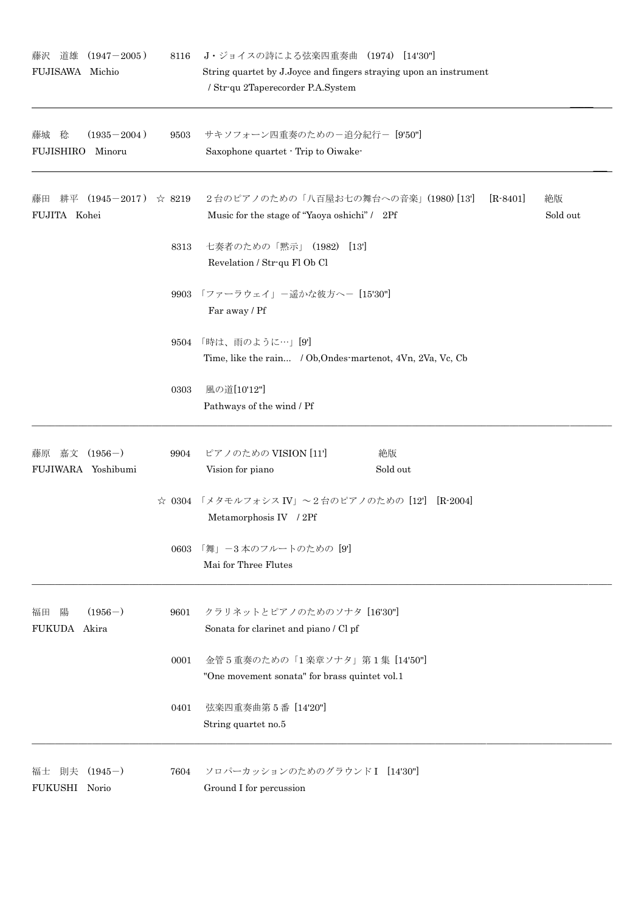| | | | | |
|---|---|---|---|---|
| 藤沢　道雄　(1947−2005)<br>FUJISAWA　Michio | | 8116 | J・ジョイスの詩による弦楽四重奏曲　(1974)　[14'30"]<br>String quartet by J.Joyce and fingers straying upon an instrument<br>/ Str-qu 2Taperecorder P.A.System | |
| 藤城　稔　(1935−2004)<br>FUJISHIRO　Minoru | | 9503 | サキソフォーン四重奏のための−追分紀行−  [9'50"]<br>Saxophone quartet - Trip to Oiwake- | |
| 藤田　耕平　(1945−2017)<br>FUJITA　Kohei | ☆ | 8219 | ２台のピアノのための「八百屋お七の舞台への音楽」(1980) [13']　[R-8401]<br>Music for the stage of "Yaoya oshichi" /　2Pf | 絶版<br>Sold out |
| | | 8313 | 七奏者のための「黙示」(1982)　[13']<br>Revelation / Str-qu Fl Ob Cl | |
| | | 9903 | 「ファーラウェイ」−遥かな彼方へ−  [15'30"]<br>Far away / Pf | |
| | | 9504 | 「時は、雨のように…」[9']<br>Time, like the rain...　/ Ob,Ondes-martenot, 4Vn, 2Va, Vc, Cb | |
| | | 0303 | 風の道[10'12"]<br>Pathways of the wind / Pf | |
| 藤原　嘉文　(1956−)<br>FUJIWARA　Yoshibumi | | 9904 | ピアノのための VISION [11']　　絶版<br>Vision for piano　　Sold out | |
| | ☆ | 0304 | 「メタモルフォシス IV」〜２台のピアノのための [12']　[R-2004]<br>Metamorphosis IV　/ 2Pf | |
| | | 0603 | 「舞」−３本のフルートのための [9']<br>Mai for Three Flutes | |
| 福田　陽　(1956−)<br>FUKUDA　Akira | | 9601 | クラリネットとピアノのためのソナタ [16'30"]<br>Sonata for clarinet and piano / Cl pf | |
| | | 0001 | 金管５重奏のための「１楽章ソナタ」第１集 [14'50"]<br>"One movement sonata" for brass quintet vol.1 | |
| | | 0401 | 弦楽四重奏曲第５番 [14'20"]<br>String quartet no.5 | |
| 福士　則夫　(1945−)<br>FUKUSHI　Norio | | 7604 | ソロパーカッションのためのグラウンド I　[14'30"]<br>Ground I for percussion | |